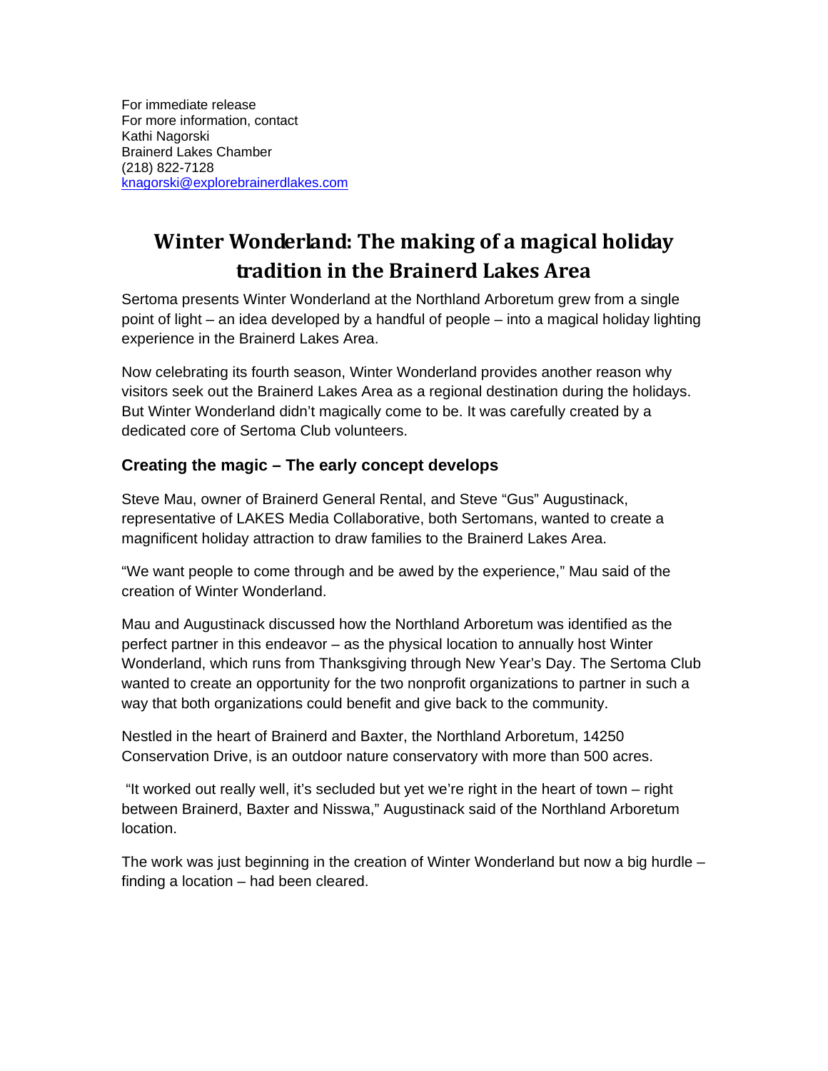For immediate release
For more information, contact
Kathi Nagorski
Brainerd Lakes Chamber
(218) 822-7128
knagorski@explorebrainerdlakes.com

# Winter Wonderland: The making of a magical holiday tradition in the Brainerd Lakes Area

Sertoma presents Winter Wonderland at the Northland Arboretum grew from a single point of light – an idea developed by a handful of people – into a magical holiday lighting experience in the Brainerd Lakes Area.

Now celebrating its fourth season, Winter Wonderland provides another reason why visitors seek out the Brainerd Lakes Area as a regional destination during the holidays. But Winter Wonderland didn't magically come to be. It was carefully created by a dedicated core of Sertoma Club volunteers.

## Creating the magic – The early concept develops

Steve Mau, owner of Brainerd General Rental, and Steve "Gus" Augustinack, representative of LAKES Media Collaborative, both Sertomans, wanted to create a magnificent holiday attraction to draw families to the Brainerd Lakes Area.

"We want people to come through and be awed by the experience," Mau said of the creation of Winter Wonderland.

Mau and Augustinack discussed how the Northland Arboretum was identified as the perfect partner in this endeavor – as the physical location to annually host Winter Wonderland, which runs from Thanksgiving through New Year's Day. The Sertoma Club wanted to create an opportunity for the two nonprofit organizations to partner in such a way that both organizations could benefit and give back to the community.

Nestled in the heart of Brainerd and Baxter, the Northland Arboretum, 14250 Conservation Drive, is an outdoor nature conservatory with more than 500 acres.

"It worked out really well, it's secluded but yet we're right in the heart of town – right between Brainerd, Baxter and Nisswa," Augustinack said of the Northland Arboretum location.

The work was just beginning in the creation of Winter Wonderland but now a big hurdle – finding a location – had been cleared.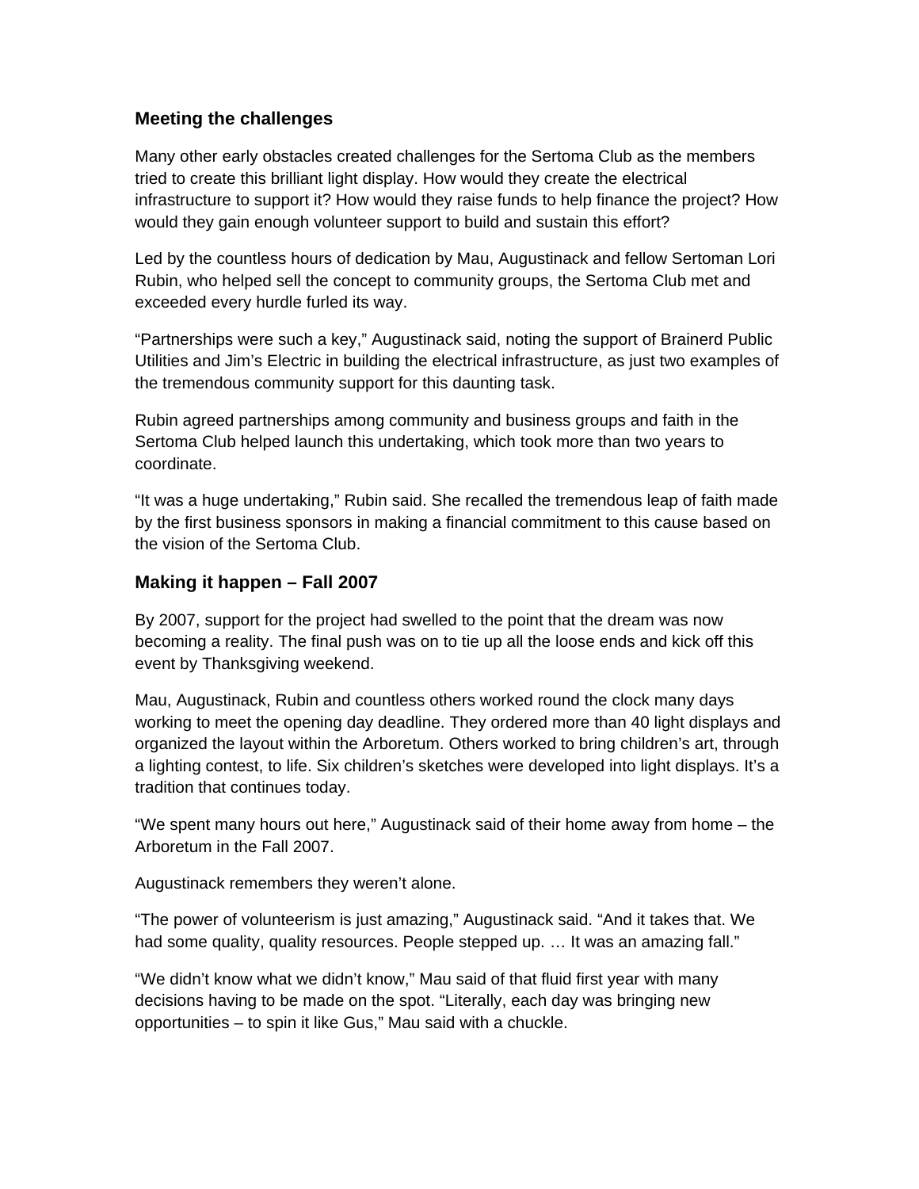## Meeting the challenges

Many other early obstacles created challenges for the Sertoma Club as the members tried to create this brilliant light display. How would they create the electrical infrastructure to support it? How would they raise funds to help finance the project? How would they gain enough volunteer support to build and sustain this effort?

Led by the countless hours of dedication by Mau, Augustinack and fellow Sertoman Lori Rubin, who helped sell the concept to community groups, the Sertoma Club met and exceeded every hurdle furled its way.

"Partnerships were such a key," Augustinack said, noting the support of Brainerd Public Utilities and Jim's Electric in building the electrical infrastructure, as just two examples of the tremendous community support for this daunting task.

Rubin agreed partnerships among community and business groups and faith in the Sertoma Club helped launch this undertaking, which took more than two years to coordinate.

"It was a huge undertaking," Rubin said. She recalled the tremendous leap of faith made by the first business sponsors in making a financial commitment to this cause based on the vision of the Sertoma Club.

## Making it happen – Fall 2007

By 2007, support for the project had swelled to the point that the dream was now becoming a reality. The final push was on to tie up all the loose ends and kick off this event by Thanksgiving weekend.

Mau, Augustinack, Rubin and countless others worked round the clock many days working to meet the opening day deadline. They ordered more than 40 light displays and organized the layout within the Arboretum. Others worked to bring children's art, through a lighting contest, to life. Six children's sketches were developed into light displays. It's a tradition that continues today.

"We spent many hours out here," Augustinack said of their home away from home – the Arboretum in the Fall 2007.

Augustinack remembers they weren't alone.

"The power of volunteerism is just amazing," Augustinack said. "And it takes that. We had some quality, quality resources. People stepped up. … It was an amazing fall."

"We didn't know what we didn't know," Mau said of that fluid first year with many decisions having to be made on the spot. "Literally, each day was bringing new opportunities – to spin it like Gus," Mau said with a chuckle.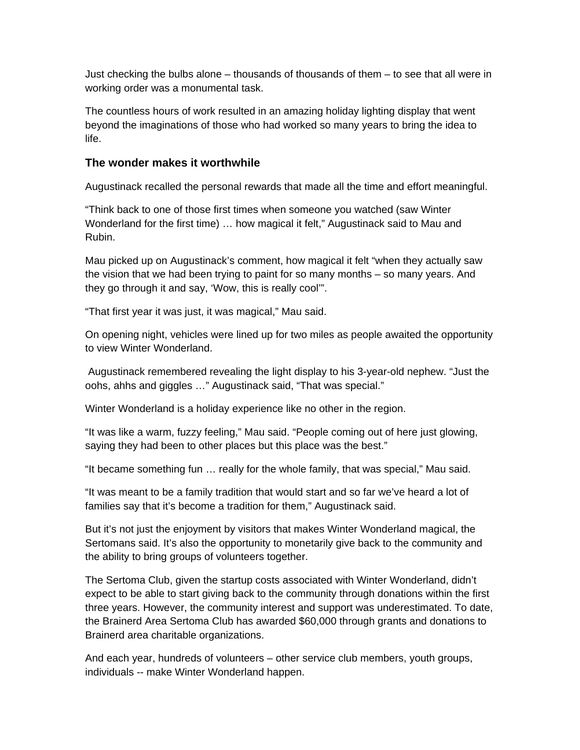Just checking the bulbs alone – thousands of thousands of them – to see that all were in working order was a monumental task.

The countless hours of work resulted in an amazing holiday lighting display that went beyond the imaginations of those who had worked so many years to bring the idea to life.

### The wonder makes it worthwhile

Augustinack recalled the personal rewards that made all the time and effort meaningful.

“Think back to one of those first times when someone you watched (saw Winter Wonderland for the first time) … how magical it felt,” Augustinack said to Mau and Rubin.

Mau picked up on Augustinack’s comment, how magical it felt “when they actually saw the vision that we had been trying to paint for so many months – so many years. And they go through it and say, ‘Wow, this is really cool’”.

“That first year it was just, it was magical,” Mau said.

On opening night, vehicles were lined up for two miles as people awaited the opportunity to view Winter Wonderland.

Augustinack remembered revealing the light display to his 3-year-old nephew. “Just the oohs, ahhs and giggles …” Augustinack said, “That was special.”

Winter Wonderland is a holiday experience like no other in the region.

“It was like a warm, fuzzy feeling,” Mau said. “People coming out of here just glowing, saying they had been to other places but this place was the best.”

“It became something fun … really for the whole family, that was special,” Mau said.

“It was meant to be a family tradition that would start and so far we’ve heard a lot of families say that it’s become a tradition for them,” Augustinack said.

But it’s not just the enjoyment by visitors that makes Winter Wonderland magical, the Sertomans said. It’s also the opportunity to monetarily give back to the community and the ability to bring groups of volunteers together.

The Sertoma Club, given the startup costs associated with Winter Wonderland, didn’t expect to be able to start giving back to the community through donations within the first three years. However, the community interest and support was underestimated. To date, the Brainerd Area Sertoma Club has awarded $60,000 through grants and donations to Brainerd area charitable organizations.

And each year, hundreds of volunteers – other service club members, youth groups, individuals -- make Winter Wonderland happen.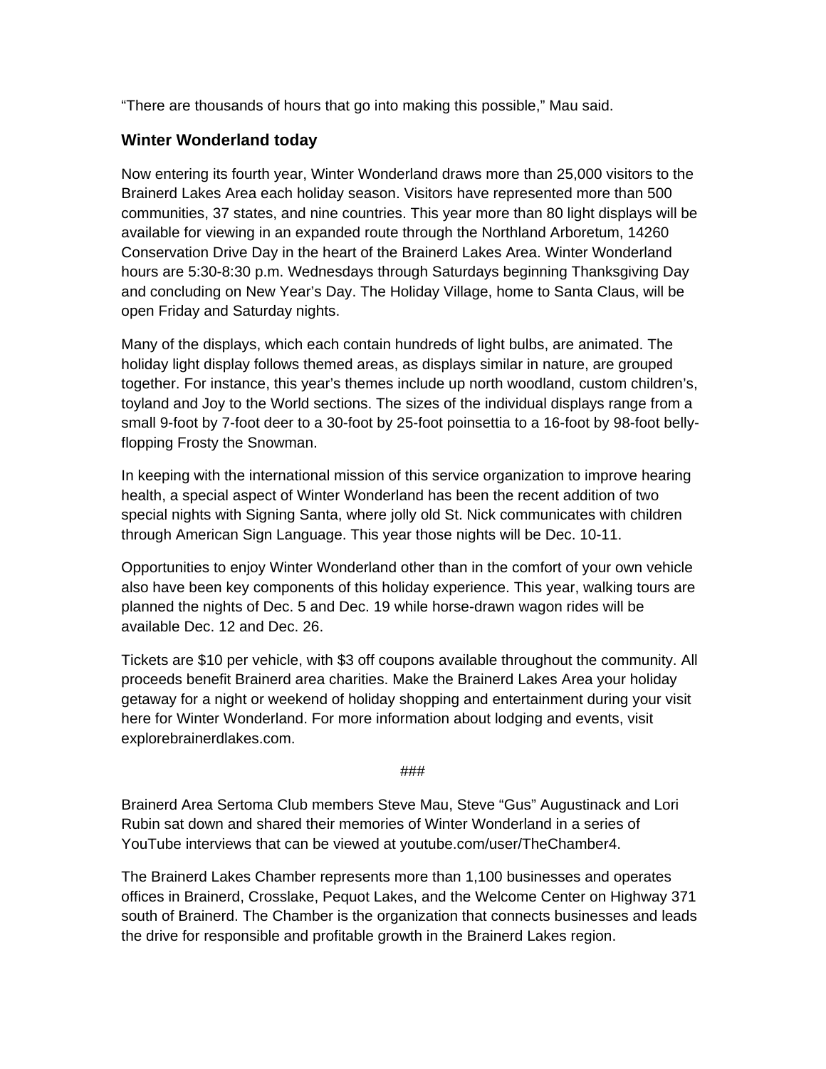"There are thousands of hours that go into making this possible," Mau said.

## Winter Wonderland today

Now entering its fourth year, Winter Wonderland draws more than 25,000 visitors to the Brainerd Lakes Area each holiday season. Visitors have represented more than 500 communities, 37 states, and nine countries. This year more than 80 light displays will be available for viewing in an expanded route through the Northland Arboretum, 14260 Conservation Drive Day in the heart of the Brainerd Lakes Area. Winter Wonderland hours are 5:30-8:30 p.m. Wednesdays through Saturdays beginning Thanksgiving Day and concluding on New Year's Day. The Holiday Village, home to Santa Claus, will be open Friday and Saturday nights.

Many of the displays, which each contain hundreds of light bulbs, are animated. The holiday light display follows themed areas, as displays similar in nature, are grouped together. For instance, this year's themes include up north woodland, custom children's, toyland and Joy to the World sections. The sizes of the individual displays range from a small 9-foot by 7-foot deer to a 30-foot by 25-foot poinsettia to a 16-foot by 98-foot belly-flopping Frosty the Snowman.

In keeping with the international mission of this service organization to improve hearing health, a special aspect of Winter Wonderland has been the recent addition of two special nights with Signing Santa, where jolly old St. Nick communicates with children through American Sign Language. This year those nights will be Dec. 10-11.

Opportunities to enjoy Winter Wonderland other than in the comfort of your own vehicle also have been key components of this holiday experience. This year, walking tours are planned the nights of Dec. 5 and Dec. 19 while horse-drawn wagon rides will be available Dec. 12 and Dec. 26.

Tickets are $10 per vehicle, with $3 off coupons available throughout the community. All proceeds benefit Brainerd area charities. Make the Brainerd Lakes Area your holiday getaway for a night or weekend of holiday shopping and entertainment during your visit here for Winter Wonderland. For more information about lodging and events, visit explorebrainerdlakes.com.

###

Brainerd Area Sertoma Club members Steve Mau, Steve "Gus" Augustinack and Lori Rubin sat down and shared their memories of Winter Wonderland in a series of YouTube interviews that can be viewed at youtube.com/user/TheChamber4.

The Brainerd Lakes Chamber represents more than 1,100 businesses and operates offices in Brainerd, Crosslake, Pequot Lakes, and the Welcome Center on Highway 371 south of Brainerd. The Chamber is the organization that connects businesses and leads the drive for responsible and profitable growth in the Brainerd Lakes region.